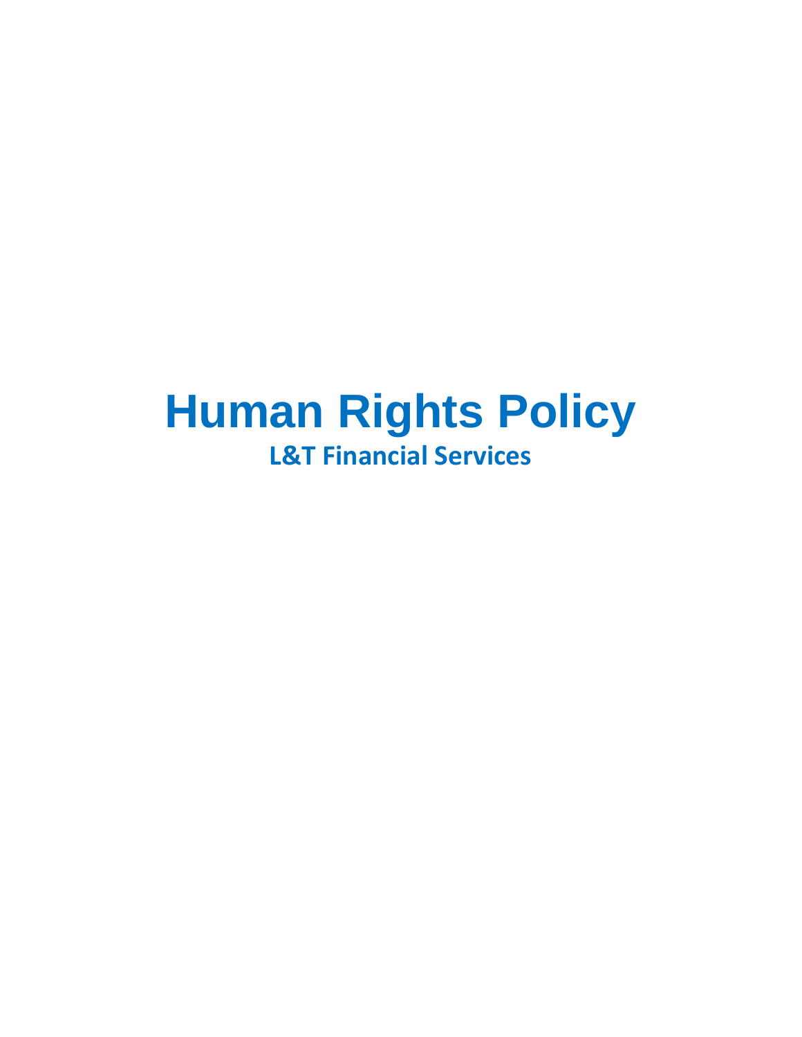# Human Rights Policy

## L&T Financial Services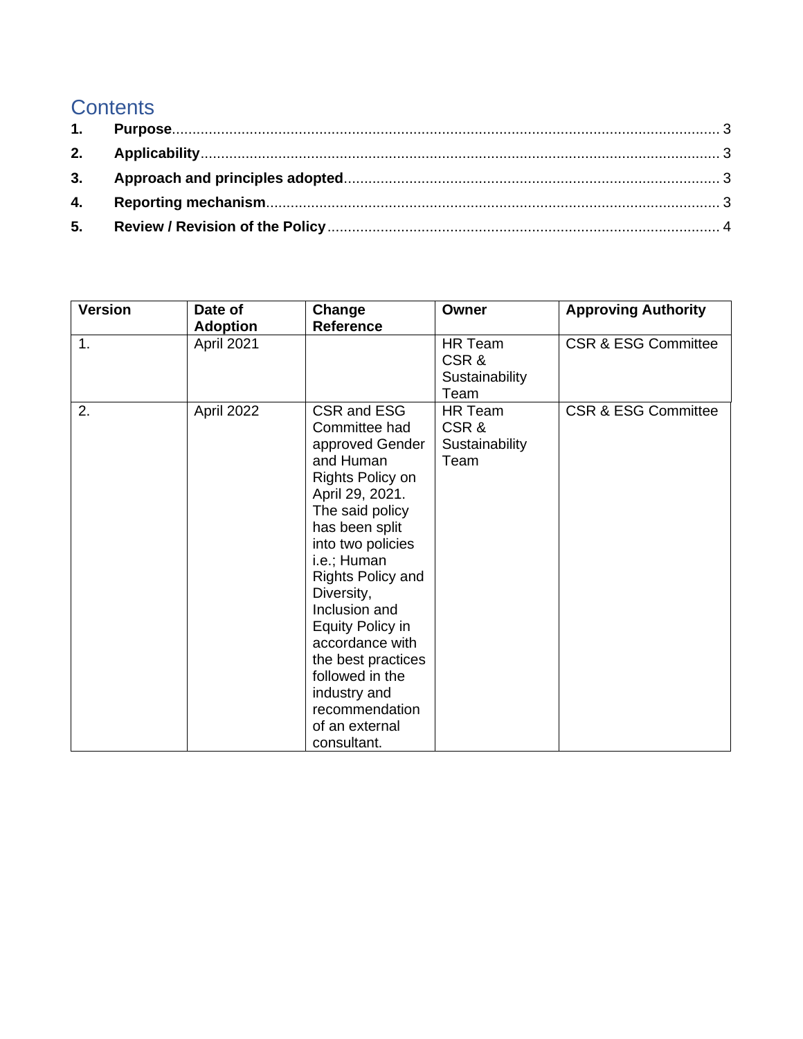# Contents

1. **Purpose** ........ 3
2. **Applicability** ........ 3
3. **Approach and principles adopted** ........ 3
4. **Reporting mechanism** ........ 3
5. **Review / Revision of the Policy** ........ 4

| Version | Date of Adoption | Change Reference | Owner | Approving Authority |
|---|---|---|---|---|
| 1. | April 2021 | | HR Team<br>CSR & Sustainability Team | CSR & ESG Committee |
| 2. | April 2022 | CSR and ESG Committee had approved Gender and Human Rights Policy on April 29, 2021. The said policy has been split into two policies i.e.; Human Rights Policy and Diversity, Inclusion and Equity Policy in accordance with the best practices followed in the industry and recommendation of an external consultant. | HR Team<br>CSR & Sustainability Team | CSR & ESG Committee |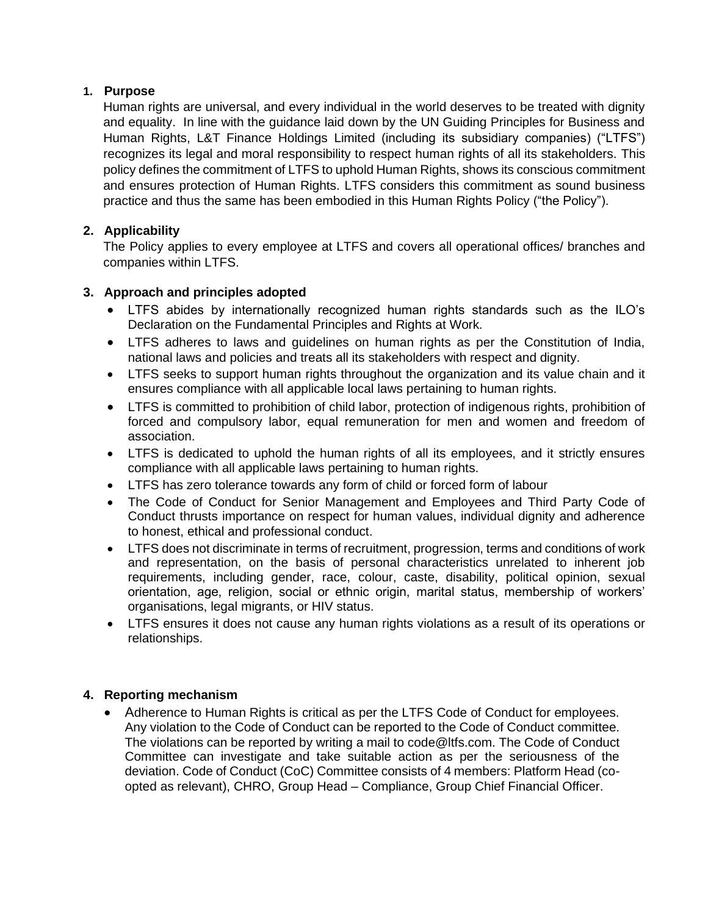## 1. Purpose

Human rights are universal, and every individual in the world deserves to be treated with dignity and equality. In line with the guidance laid down by the UN Guiding Principles for Business and Human Rights, L&T Finance Holdings Limited (including its subsidiary companies) ("LTFS") recognizes its legal and moral responsibility to respect human rights of all its stakeholders. This policy defines the commitment of LTFS to uphold Human Rights, shows its conscious commitment and ensures protection of Human Rights. LTFS considers this commitment as sound business practice and thus the same has been embodied in this Human Rights Policy ("the Policy").

## 2. Applicability

The Policy applies to every employee at LTFS and covers all operational offices/ branches and companies within LTFS.

## 3. Approach and principles adopted

- LTFS abides by internationally recognized human rights standards such as the ILO's Declaration on the Fundamental Principles and Rights at Work.
- LTFS adheres to laws and guidelines on human rights as per the Constitution of India, national laws and policies and treats all its stakeholders with respect and dignity.
- LTFS seeks to support human rights throughout the organization and its value chain and it ensures compliance with all applicable local laws pertaining to human rights.
- LTFS is committed to prohibition of child labor, protection of indigenous rights, prohibition of forced and compulsory labor, equal remuneration for men and women and freedom of association.
- LTFS is dedicated to uphold the human rights of all its employees, and it strictly ensures compliance with all applicable laws pertaining to human rights.
- LTFS has zero tolerance towards any form of child or forced form of labour
- The Code of Conduct for Senior Management and Employees and Third Party Code of Conduct thrusts importance on respect for human values, individual dignity and adherence to honest, ethical and professional conduct.
- LTFS does not discriminate in terms of recruitment, progression, terms and conditions of work and representation, on the basis of personal characteristics unrelated to inherent job requirements, including gender, race, colour, caste, disability, political opinion, sexual orientation, age, religion, social or ethnic origin, marital status, membership of workers' organisations, legal migrants, or HIV status.
- LTFS ensures it does not cause any human rights violations as a result of its operations or relationships.

## 4. Reporting mechanism

- Adherence to Human Rights is critical as per the LTFS Code of Conduct for employees. Any violation to the Code of Conduct can be reported to the Code of Conduct committee. The violations can be reported by writing a mail to code@ltfs.com. The Code of Conduct Committee can investigate and take suitable action as per the seriousness of the deviation. Code of Conduct (CoC) Committee consists of 4 members: Platform Head (co-opted as relevant), CHRO, Group Head – Compliance, Group Chief Financial Officer.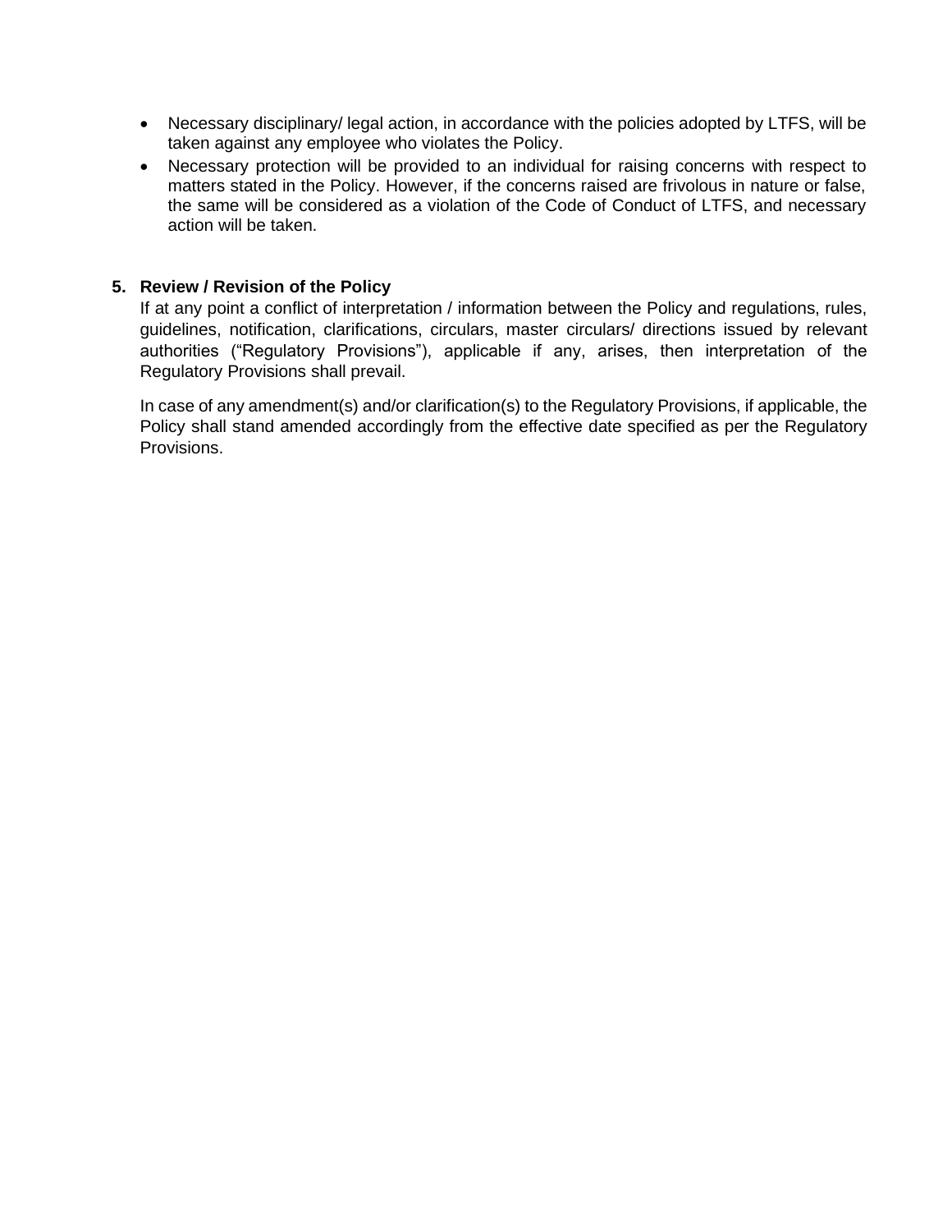- Necessary disciplinary/ legal action, in accordance with the policies adopted by LTFS, will be taken against any employee who violates the Policy.
- Necessary protection will be provided to an individual for raising concerns with respect to matters stated in the Policy. However, if the concerns raised are frivolous in nature or false, the same will be considered as a violation of the Code of Conduct of LTFS, and necessary action will be taken.

## 5. Review / Revision of the Policy

If at any point a conflict of interpretation / information between the Policy and regulations, rules, guidelines, notification, clarifications, circulars, master circulars/ directions issued by relevant authorities ("Regulatory Provisions"), applicable if any, arises, then interpretation of the Regulatory Provisions shall prevail.

In case of any amendment(s) and/or clarification(s) to the Regulatory Provisions, if applicable, the Policy shall stand amended accordingly from the effective date specified as per the Regulatory Provisions.